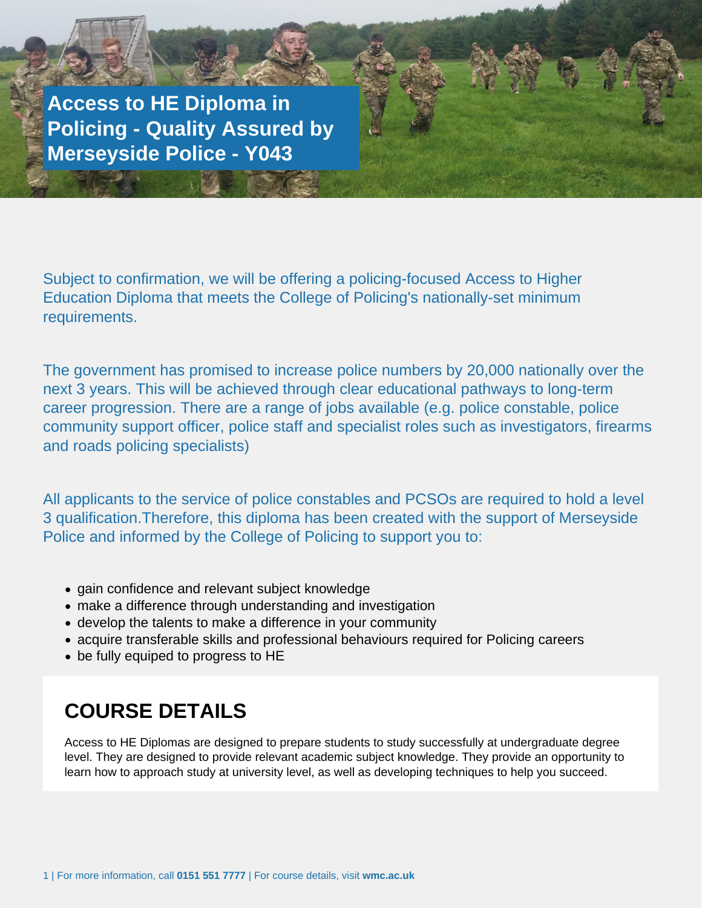# Access to HE Diploma in Policing - Quality Assured by Merseyside Police - Y043

Subject to confirmation, we will be offering a policing-focused Access to Higher Education Diploma that meets the College of Policing's nationally-set minimum requirements.

The government has promised to increase police numbers by 20,000 nationally over the next 3 years. This will be achieved through clear educational pathways to long-term career progression. There are a range of jobs available (e.g. police constable, police community support officer, police staff and specialist roles such as investigators, firearms and roads policing specialists)

All applicants to the service of police constables and PCSOs are required to hold a level 3 qualification.Therefore, this diploma has been created with the support of Merseyside Police and informed by the College of Policing to support you to:

- gain confidence and relevant subject knowledge
- make a difference through understanding and investigation
- develop the talents to make a difference in your community
- acquire transferable skills and professional behaviours required for Policing careers
- be fully equiped to progress to HE

## COURSE DETAILS

Access to HE Diplomas are designed to prepare students to study successfully at undergraduate degree level. They are designed to provide relevant academic subject knowledge. They provide an opportunity to learn how to approach study at university level, as well as developing techniques to help you succeed.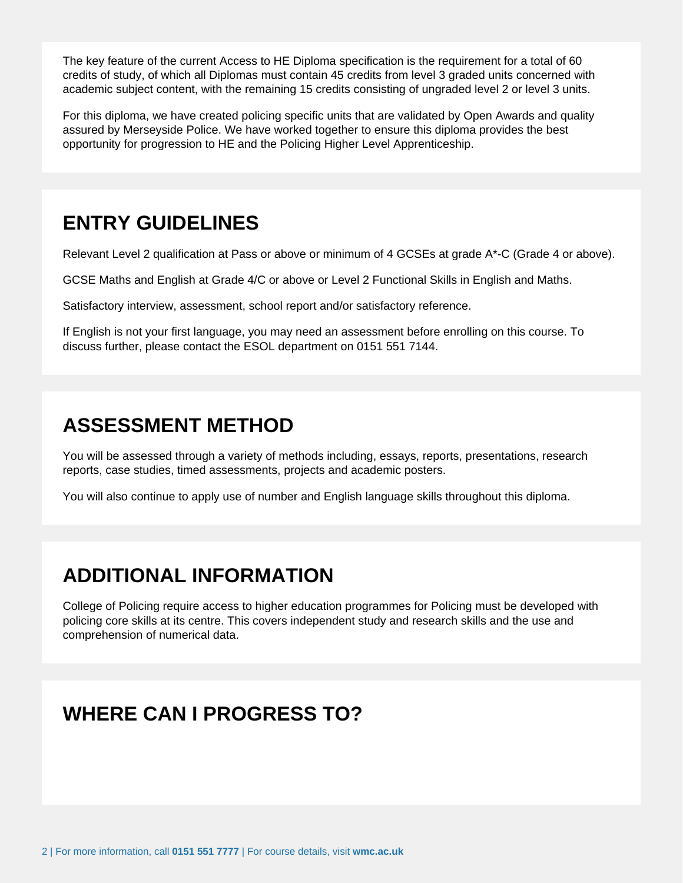The key feature of the current Access to HE Diploma specification is the requirement for a total of 60 credits of study, of which all Diplomas must contain 45 credits from level 3 graded units concerned with academic subject content, with the remaining 15 credits consisting of ungraded level 2 or level 3 units.

For this diploma, we have created policing specific units that are validated by Open Awards and quality assured by Merseyside Police. We have worked together to ensure this diploma provides the best opportunity for progression to HE and the Policing Higher Level Apprenticeship.

## ENTRY GUIDELINES

Relevant Level 2 qualification at Pass or above or minimum of 4 GCSEs at grade A*-C (Grade 4 or above).

GCSE Maths and English at Grade 4/C or above or Level 2 Functional Skills in English and Maths.

Satisfactory interview, assessment, school report and/or satisfactory reference.

If English is not your first language, you may need an assessment before enrolling on this course. To discuss further, please contact the ESOL department on 0151 551 7144.

## ASSESSMENT METHOD

You will be assessed through a variety of methods including, essays, reports, presentations, research reports, case studies, timed assessments, projects and academic posters.

You will also continue to apply use of number and English language skills throughout this diploma.

## ADDITIONAL INFORMATION

College of Policing require access to higher education programmes for Policing must be developed with policing core skills at its centre. This covers independent study and research skills and the use and comprehension of numerical data.

## WHERE CAN I PROGRESS TO?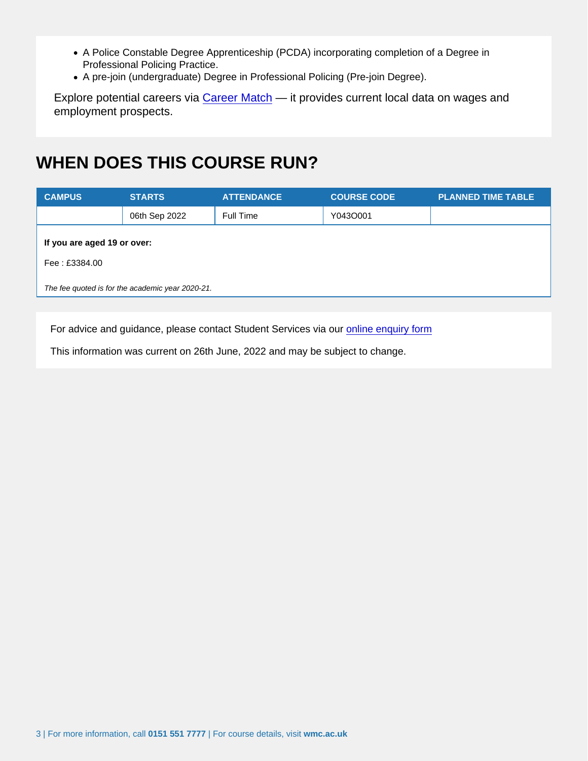- A Police Constable Degree Apprenticeship (PCDA) incorporating completion of a Degree in Professional Policing Practice.
- A pre-join (undergraduate) Degree in Professional Policing (Pre-join Degree).

Explore potential careers via [Career Match](#) — it provides current local data on wages and employment prospects.

## WHEN DOES THIS COURSE RUN?

| CAMPUS | STARTS | ATTENDANCE | COURSE CODE | PLANNED TIME TABLE |
|---|---|---|---|---|
| | 06th Sep 2022 | Full Time | Y043O001 | |

**If you are aged 19 or over:**

Fee : £3384.00

*The fee quoted is for the academic year 2020-21.*

For advice and guidance, please contact Student Services via our [online enquiry form](#)

This information was current on 26th June, 2022 and may be subject to change.